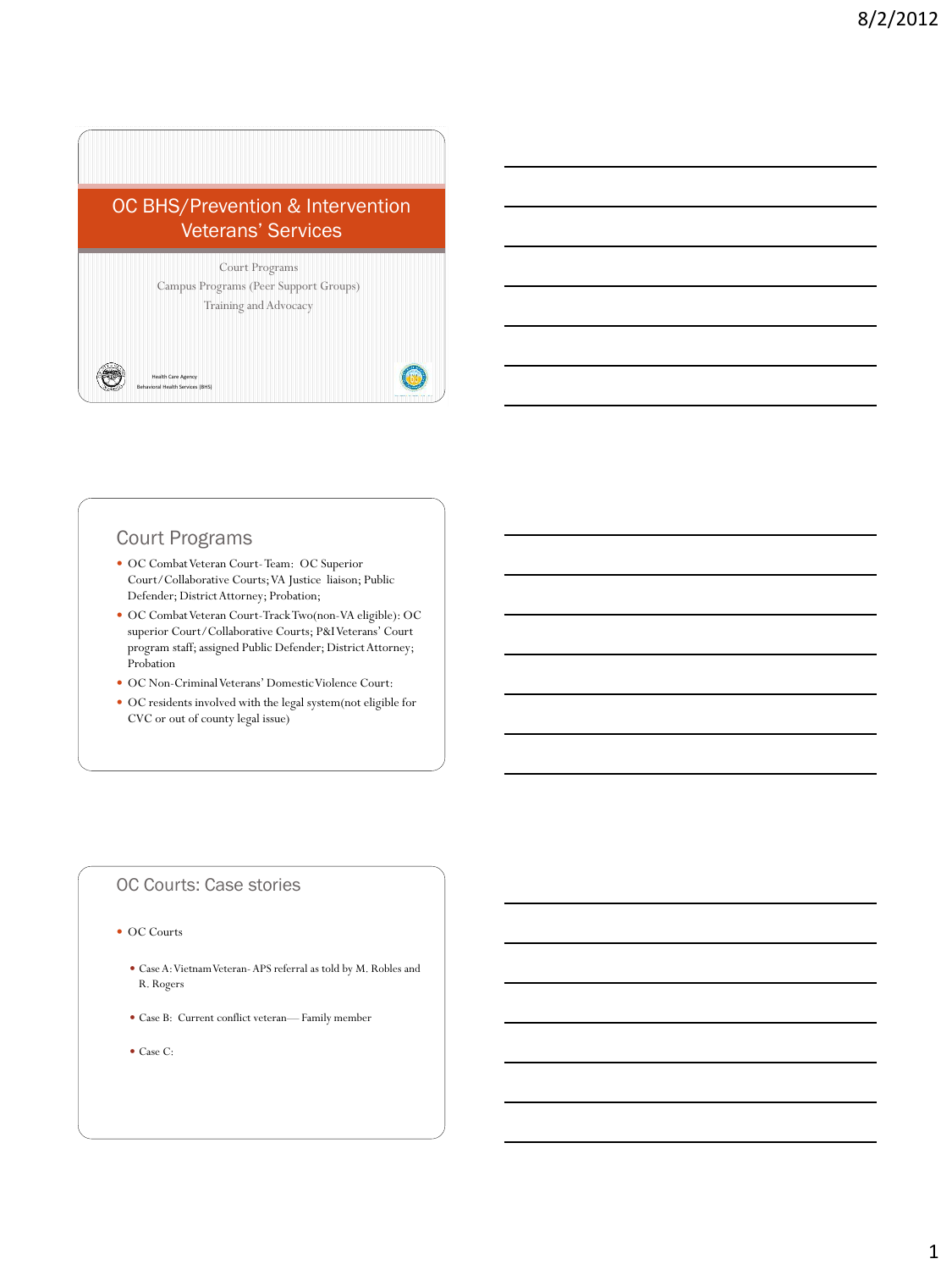# OC BHS/Prevention & Intervention Veterans' Services

Court Programs

Campus Programs (Peer Support Groups)

Training and Advocacy

Health Care Agency
Behavioral Health Services (BHS)

## Court Programs

- OC Combat Veteran Court- Team: OC Superior Court/Collaborative Courts; VA Justice liaison; Public Defender; District Attorney; Probation;
- OC Combat Veteran Court-Track Two(non-VA eligible): OC superior Court/Collaborative Courts; P&I Veterans' Court program staff; assigned Public Defender; District Attorney; Probation
- OC Non-Criminal Veterans' Domestic Violence Court:
- OC residents involved with the legal system(not eligible for CVC or out of county legal issue)

## OC Courts: Case stories

- OC Courts
  - Case A: Vietnam Veteran- APS referral as told by M. Robles and R. Rogers
  - Case B: Current conflict veteran— Family member
  - Case C: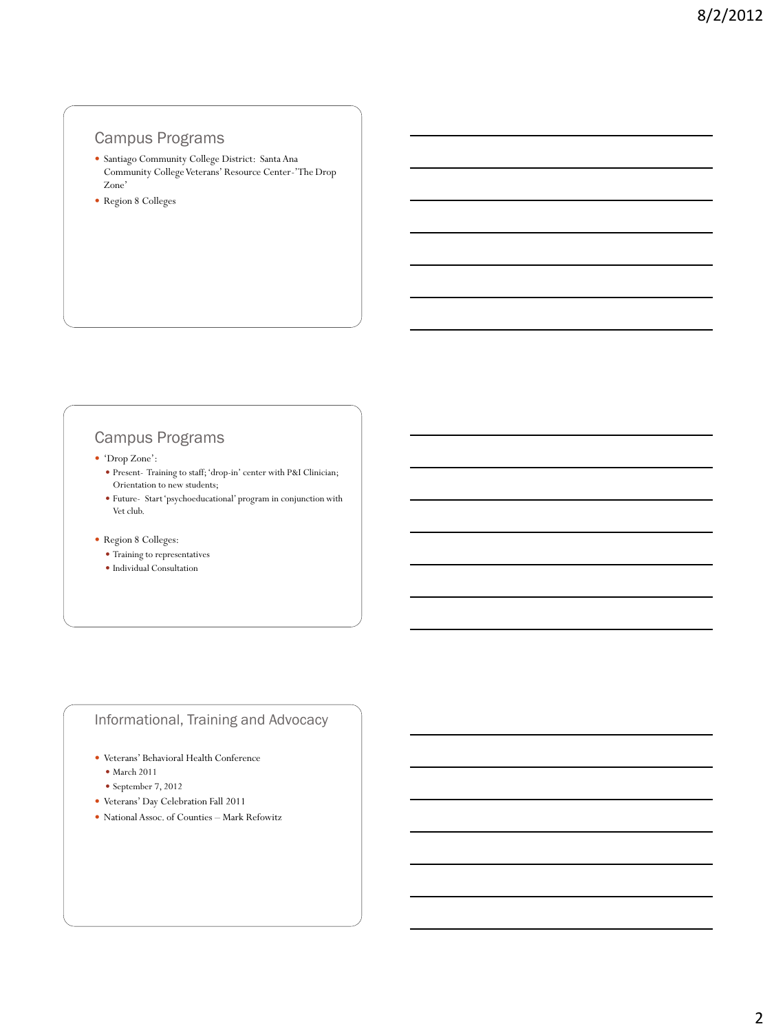## Campus Programs

- Santiago Community College District: Santa Ana Community College Veterans' Resource Center-'The Drop Zone'
- Region 8 Colleges

## Campus Programs

- 'Drop Zone':
  - Present- Training to staff; 'drop-in' center with P&I Clinician; Orientation to new students;
  - Future- Start 'psychoeducational' program in conjunction with Vet club.
- Region 8 Colleges:
  - Training to representatives
  - Individual Consultation

## Informational, Training and Advocacy

- Veterans' Behavioral Health Conference
  - March 2011
  - September 7, 2012
- Veterans' Day Celebration Fall 2011
- National Assoc. of Counties – Mark Refowitz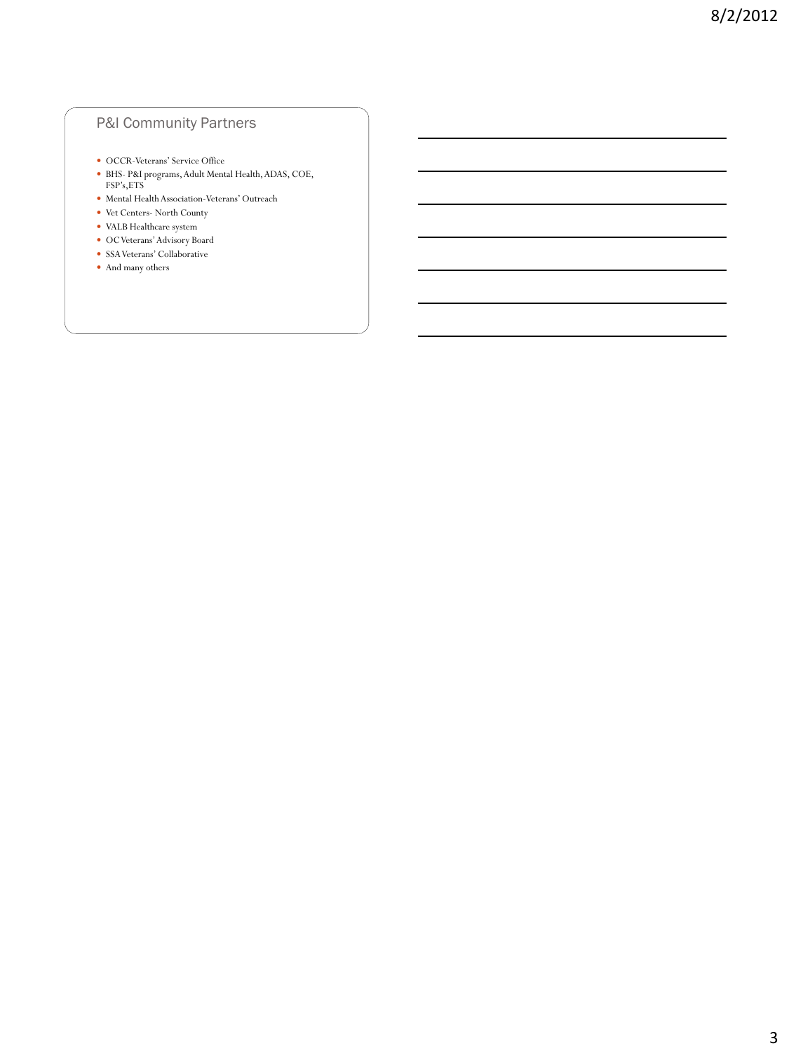## P&I Community Partners

- OCCR-Veterans' Service Office
- BHS- P&I programs, Adult Mental Health, ADAS, COE, FSP's,ETS
- Mental Health Association-Veterans' Outreach
- Vet Centers- North County
- VALB Healthcare system
- OC Veterans' Advisory Board
- SSA Veterans' Collaborative
- And many others